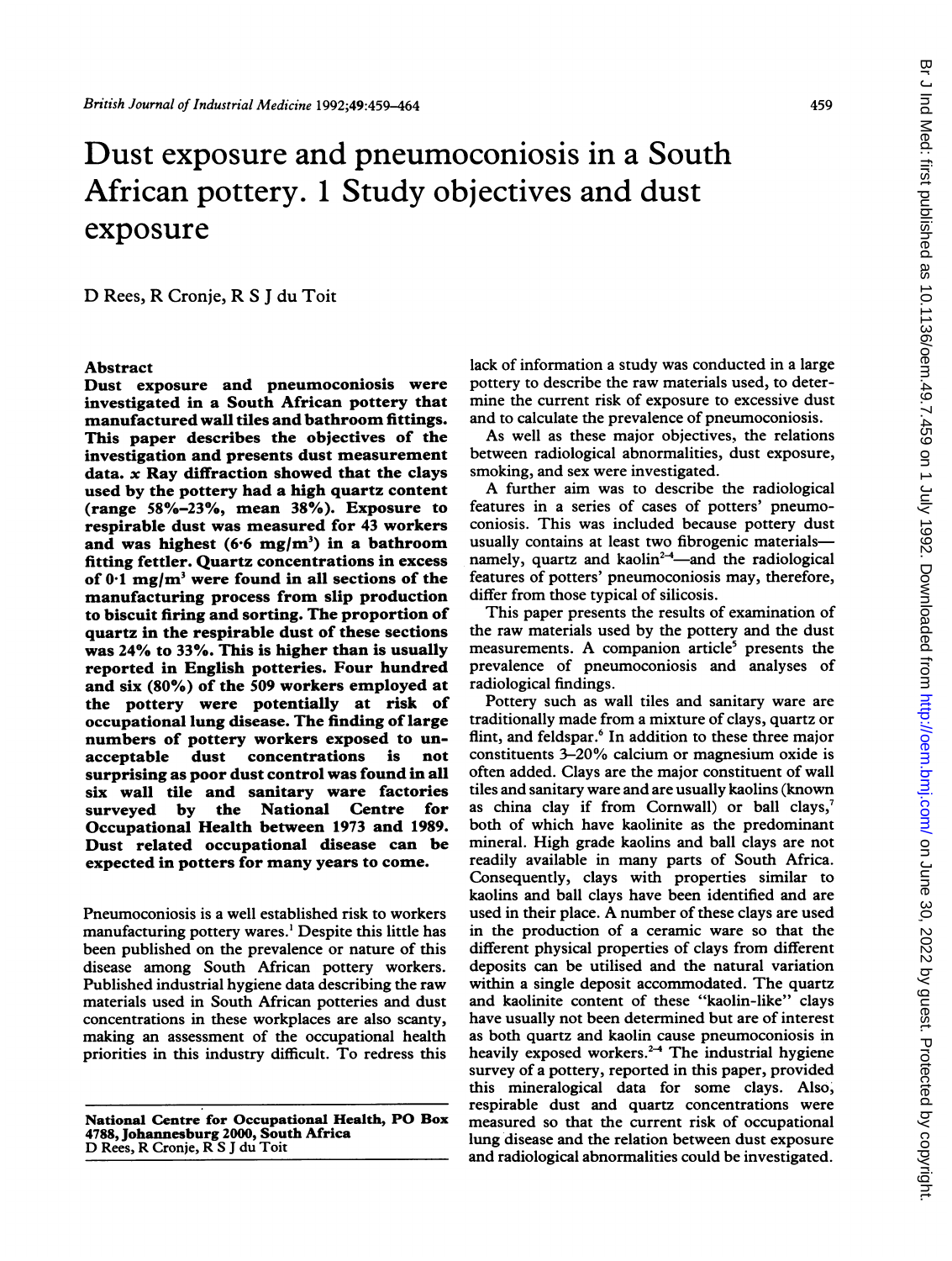# Dust exposure and pneumoconiosis in a South African pottery. 1 Study objectives and dust exposure

D Rees, R Cronje, R S J du Toit

## Abstract

**Dust exposure and pneumoconiosis were investigated in a South African pottery that manufactured wall tiles and bathroom fittings. This paper describes the objectives of the investigation and presents dust measurement data. *x* Ray diffraction showed that the clays used by the pottery had a high quartz content (range 58%–23%, mean 38%). Exposure to respirable dust was measured for 43 workers and was highest (6·6 mg/m³) in a bathroom fitting fettler. Quartz concentrations in excess of 0·1 mg/m³ were found in all sections of the manufacturing process from slip production to biscuit firing and sorting. The proportion of quartz in the respirable dust of these sections was 24% to 33%. This is higher than is usually reported in English potteries. Four hundred and six (80%) of the 509 workers employed at the pottery were potentially at risk of occupational lung disease. The finding of large numbers of pottery workers exposed to unacceptable dust concentrations is not surprising as poor dust control was found in all six wall tile and sanitary ware factories surveyed by the National Centre for Occupational Health between 1973 and 1989. Dust related occupational disease can be expected in potters for many years to come.**

Pneumoconiosis is a well established risk to workers manufacturing pottery wares.[1] Despite this little has been published on the prevalence or nature of this disease among South African pottery workers. Published industrial hygiene data describing the raw materials used in South African potteries and dust concentrations in these workplaces are also scanty, making an assessment of the occupational health priorities in this industry difficult. To redress this lack of information a study was conducted in a large pottery to describe the raw materials used, to determine the current risk of exposure to excessive dust and to calculate the prevalence of pneumoconiosis.

As well as these major objectives, the relations between radiological abnormalities, dust exposure, smoking, and sex were investigated.

A further aim was to describe the radiological features in a series of cases of potters' pneumoconiosis. This was included because pottery dust usually contains at least two fibrogenic materials—namely, quartz and kaolin[2-4]—and the radiological features of potters' pneumoconiosis may, therefore, differ from those typical of silicosis.

This paper presents the results of examination of the raw materials used by the pottery and the dust measurements. A companion article[5] presents the prevalence of pneumoconiosis and analyses of radiological findings.

Pottery such as wall tiles and sanitary ware are traditionally made from a mixture of clays, quartz or flint, and feldspar.[6] In addition to these three major constituents 3–20% calcium or magnesium oxide is often added. Clays are the major constituent of wall tiles and sanitary ware and are usually kaolins (known as china clay if from Cornwall) or ball clays,[7] both of which have kaolinite as the predominant mineral. High grade kaolins and ball clays are not readily available in many parts of South Africa. Consequently, clays with properties similar to kaolins and ball clays have been identified and are used in their place. A number of these clays are used in the production of a ceramic ware so that the different physical properties of clays from different deposits can be utilised and the natural variation within a single deposit accommodated. The quartz and kaolinite content of these "kaolin-like" clays have usually not been determined but are of interest as both quartz and kaolin cause pneumoconiosis in heavily exposed workers.[2-4] The industrial hygiene survey of a pottery, reported in this paper, provided this mineralogical data for some clays. Also, respirable dust and quartz concentrations were measured so that the current risk of occupational lung disease and the relation between dust exposure and radiological abnormalities could be investigated.

National Centre for Occupational Health, PO Box 4788, Johannesburg 2000, South Africa
D Rees, R Cronje, R S J du Toit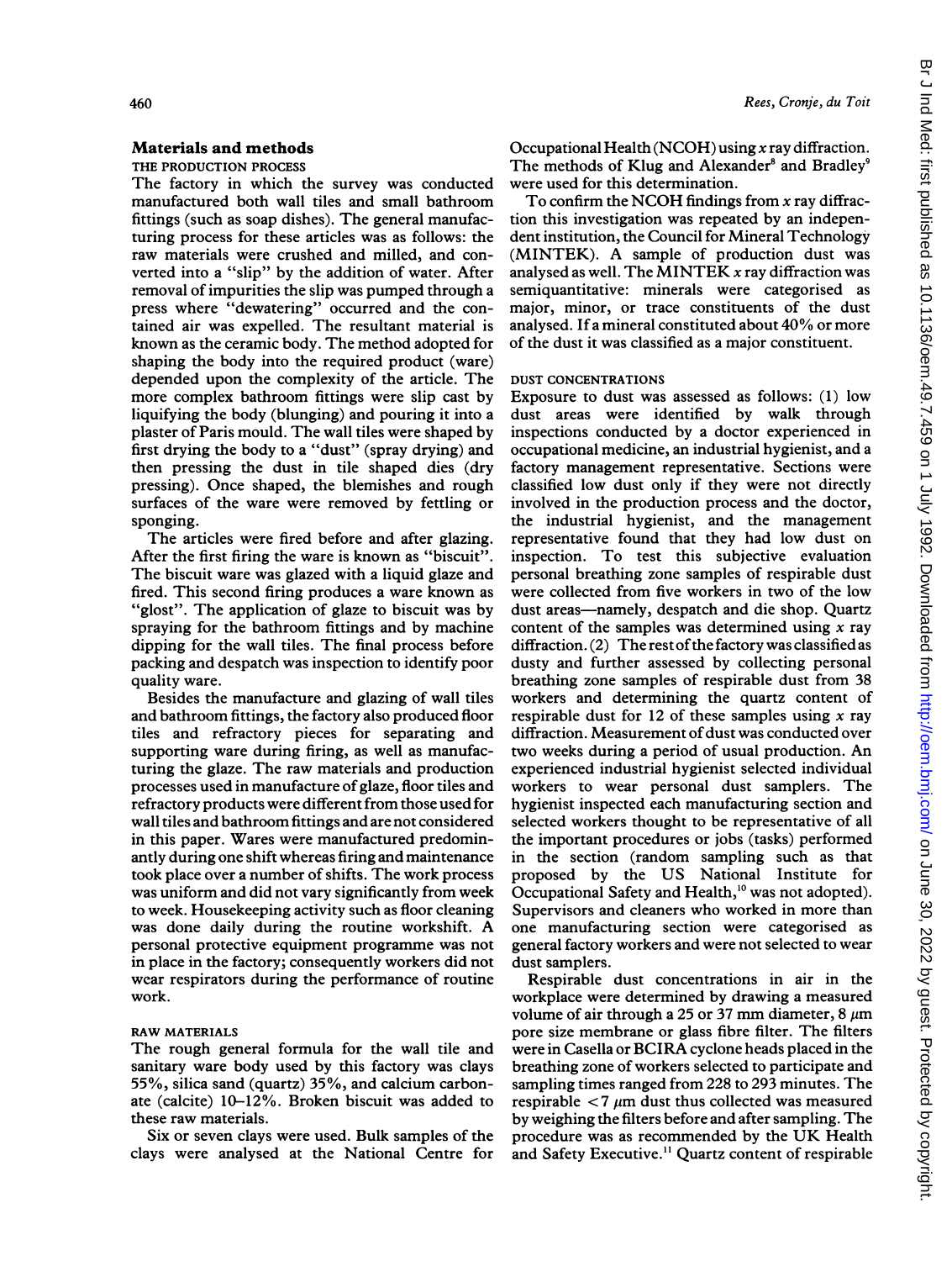## Materials and methods

### THE PRODUCTION PROCESS

The factory in which the survey was conducted manufactured both wall tiles and small bathroom fittings (such as soap dishes). The general manufacturing process for these articles was as follows: the raw materials were crushed and milled, and converted into a "slip" by the addition of water. After removal of impurities the slip was pumped through a press where "dewatering" occurred and the contained air was expelled. The resultant material is known as the ceramic body. The method adopted for shaping the body into the required product (ware) depended upon the complexity of the article. The more complex bathroom fittings were slip cast by liquifying the body (blunging) and pouring it into a plaster of Paris mould. The wall tiles were shaped by first drying the body to a "dust" (spray drying) and then pressing the dust in tile shaped dies (dry pressing). Once shaped, the blemishes and rough surfaces of the ware were removed by fettling or sponging.

The articles were fired before and after glazing. After the first firing the ware is known as "biscuit". The biscuit ware was glazed with a liquid glaze and fired. This second firing produces a ware known as "glost". The application of glaze to biscuit was by spraying for the bathroom fittings and by machine dipping for the wall tiles. The final process before packing and despatch was inspection to identify poor quality ware.

Besides the manufacture and glazing of wall tiles and bathroom fittings, the factory also produced floor tiles and refractory pieces for separating and supporting ware during firing, as well as manufacturing the glaze. The raw materials and production processes used in manufacture of glaze, floor tiles and refractory products were different from those used for wall tiles and bathroom fittings and are not considered in this paper. Wares were manufactured predominantly during one shift whereas firing and maintenance took place over a number of shifts. The work process was uniform and did not vary significantly from week to week. Housekeeping activity such as floor cleaning was done daily during the routine workshift. A personal protective equipment programme was not in place in the factory; consequently workers did not wear respirators during the performance of routine work.

### RAW MATERIALS

The rough general formula for the wall tile and sanitary ware body used by this factory was clays 55%, silica sand (quartz) 35%, and calcium carbonate (calcite) 10–12%. Broken biscuit was added to these raw materials.

Six or seven clays were used. Bulk samples of the clays were analysed at the National Centre for Occupational Health (NCOH) using $x$ ray diffraction. The methods of Klug and Alexander[8] and Bradley[9] were used for this determination.

To confirm the NCOH findings from $x$ ray diffraction this investigation was repeated by an independent institution, the Council for Mineral Technology (MINTEK). A sample of production dust was analysed as well. The MINTEK $x$ ray diffraction was semiquantitative: minerals were categorised as major, minor, or trace constituents of the dust analysed. If a mineral constituted about 40% or more of the dust it was classified as a major constituent.

### DUST CONCENTRATIONS

Exposure to dust was assessed as follows: (1) low dust areas were identified by walk through inspections conducted by a doctor experienced in occupational medicine, an industrial hygienist, and a factory management representative. Sections were classified low dust only if they were not directly involved in the production process and the doctor, the industrial hygienist, and the management representative found that they had low dust on inspection. To test this subjective evaluation personal breathing zone samples of respirable dust were collected from five workers in two of the low dust areas—namely, despatch and die shop. Quartz content of the samples was determined using $x$ ray diffraction. (2) The rest of the factory was classified as dusty and further assessed by collecting personal breathing zone samples of respirable dust from 38 workers and determining the quartz content of respirable dust for 12 of these samples using $x$ ray diffraction. Measurement of dust was conducted over two weeks during a period of usual production. An experienced industrial hygienist selected individual workers to wear personal dust samplers. The hygienist inspected each manufacturing section and selected workers thought to be representative of all the important procedures or jobs (tasks) performed in the section (random sampling such as that proposed by the US National Institute for Occupational Safety and Health,[10] was not adopted). Supervisors and cleaners who worked in more than one manufacturing section were categorised as general factory workers and were not selected to wear dust samplers.

Respirable dust concentrations in air in the workplace were determined by drawing a measured volume of air through a 25 or 37 mm diameter, 8 $\mu$m pore size membrane or glass fibre filter. The filters were in Casella or BCIRA cyclone heads placed in the breathing zone of workers selected to participate and sampling times ranged from 228 to 293 minutes. The respirable $<7$ $\mu$m dust thus collected was measured by weighing the filters before and after sampling. The procedure was as recommended by the UK Health and Safety Executive.[11] Quartz content of respirable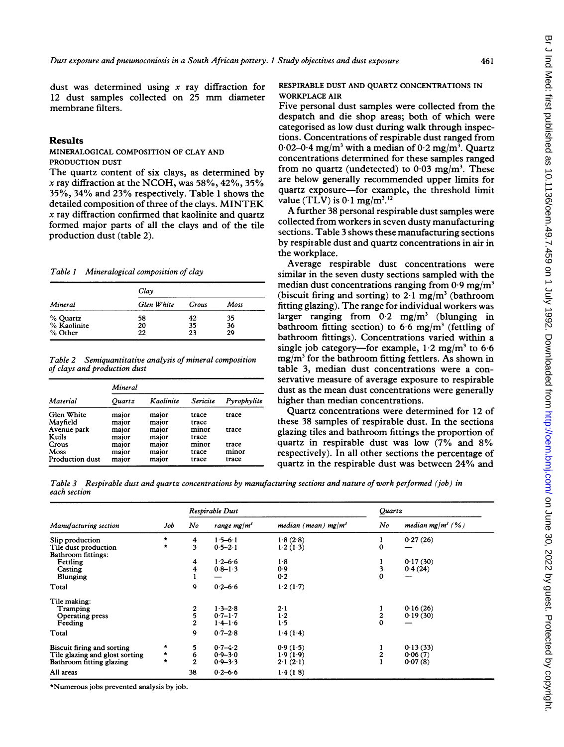dust was determined using $x$ ray diffraction for 12 dust samples collected on 25 mm diameter membrane filters.

## Results

### MINERALOGICAL COMPOSITION OF CLAY AND PRODUCTION DUST

The quartz content of six clays, as determined by $x$ ray diffraction at the NCOH, was 58%, 42%, 35% 35%, 34% and 23% respectively. Table 1 shows the detailed composition of three of the clays. MINTEK $x$ ray diffraction confirmed that kaolinite and quartz formed major parts of all the clays and of the tile production dust (table 2).

*Table 1 Mineralogical composition of clay*

| Mineral | Clay | | |
|---|---|---|---|
| | Glen White | Crous | Moss |
| % Quartz | 58 | 42 | 35 |
| % Kaolinite | 20 | 35 | 36 |
| % Other | 22 | 23 | 29 |

*Table 2 Semiquantitative analysis of mineral composition of clays and production dust*

| Material | Mineral | | | |
|---|---|---|---|---|
| | Quartz | Kaolinite | Sericite | Pyrophylite |
| Glen White | major | major | trace | trace |
| Mayfield | major | major | trace | |
| Avenue park | major | major | minor | trace |
| Kuils | major | major | trace | |
| Crous | major | major | minor | trace |
| Moss | major | major | trace | minor |
| Production dust | major | major | trace | trace |

### RESPIRABLE DUST AND QUARTZ CONCENTRATIONS IN WORKPLACE AIR

Five personal dust samples were collected from the despatch and die shop areas; both of which were categorised as low dust during walk through inspections. Concentrations of respirable dust ranged from 0·02–0·4 mg/m$^3$ with a median of 0·2 mg/m$^3$. Quartz concentrations determined for these samples ranged from no quartz (undetected) to 0·03 mg/m$^3$. These are below generally recommended upper limits for quartz exposure—for example, the threshold limit value (TLV) is 0·1 mg/m$^3$.[12]

A further 38 personal respirable dust samples were collected from workers in seven dusty manufacturing sections. Table 3 shows these manufacturing sections by respirable dust and quartz concentrations in air in the workplace.

Average respirable dust concentrations were similar in the seven dusty sections sampled with the median dust concentrations ranging from 0·9 mg/m$^3$ (biscuit firing and sorting) to 2·1 mg/m$^3$ (bathroom fitting glazing). The range for individual workers was larger ranging from 0·2 mg/m$^3$ (blunging in bathroom fitting section) to 6·6 mg/m$^3$ (fettling of bathroom fittings). Concentrations varied within a single job category—for example, 1·2 mg/m$^3$ to 6·6 mg/m$^3$ for the bathroom fitting fettlers. As shown in table 3, median dust concentrations were a conservative measure of average exposure to respirable dust as the mean dust concentrations were generally higher than median concentrations.

Quartz concentrations were determined for 12 of these 38 samples of respirable dust. In the sections glazing tiles and bathroom fittings the proportion of quartz in respirable dust was low (7% and 8% respectively). In all other sections the percentage of quartz in the respirable dust was between 24% and

*Table 3 Respirable dust and quartz concentrations by manufacturing sections and nature of work performed (job) in each section*

| Manufacturing section | Job | Respirable Dust | | | Quartz | |
|---|---|---|---|---|---|---|
| | | No | range mg/m$^3$ | median (mean) mg/m$^3$ | No | median mg/m$^3$ (%) |
| Slip production | * | 4 | 1·5–6·1 | 1·8 (2·8) | 1 | 0·27 (26) |
| Tile dust production | * | 3 | 0·5–2·1 | 1·2 (1·3) | 0 | — |
| Bathroom fittings: | | | | | | |
| Fettling | | 4 | 1·2–6·6 | 1·8 | 1 | 0·17 (30) |
| Casting | | 4 | 0·8–1·3 | 0·9 | 3 | 0·4 (24) |
| Blunging | | 1 | — | 0·2 | 0 | — |
| Total | | 9 | 0·2–6·6 | 1·2 (1·7) | | |
| Tile making: | | | | | | |
| Tramping | | 2 | 1·3–2·8 | 2·1 | 1 | 0·16 (26) |
| Operating press | | 5 | 0·7–1·7 | 1·2 | 2 | 0·19 (30) |
| Feeding | | 2 | 1·4–1·6 | 1·5 | 0 | — |
| Total | | 9 | 0·7–2·8 | 1·4 (1·4) | | |
| Biscuit firing and sorting | * | 5 | 0·7–4·2 | 0·9 (1·5) | 1 | 0·13 (33) |
| Tile glazing and glost sorting | * | 6 | 0·9–3·0 | 1·9 (1·9) | 2 | 0·06 (7) |
| Bathroom fitting glazing | * | 2 | 0·9–3·3 | 2·1 (2·1) | 1 | 0·07 (8) |
| All areas | | 38 | 0·2–6·6 | 1·4 (1 8) | | |

*Numerous jobs prevented analysis by job.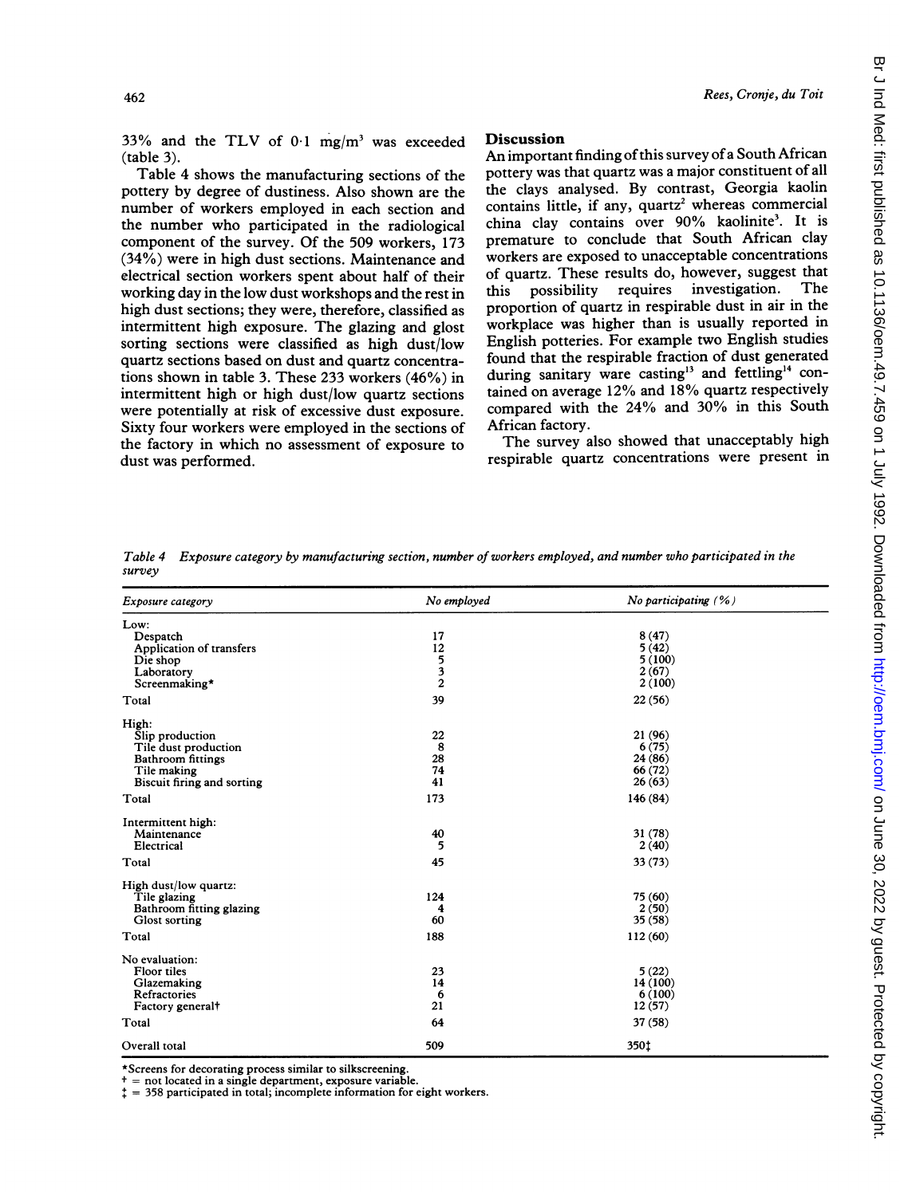33% and the TLV of 0·1 mg/m$^3$ was exceeded (table 3).

Table 4 shows the manufacturing sections of the pottery by degree of dustiness. Also shown are the number of workers employed in each section and the number who participated in the radiological component of the survey. Of the 509 workers, 173 (34%) were in high dust sections. Maintenance and electrical section workers spent about half of their working day in the low dust workshops and the rest in high dust sections; they were, therefore, classified as intermittent high exposure. The glazing and glost sorting sections were classified as high dust/low quartz sections based on dust and quartz concentrations shown in table 3. These 233 workers (46%) in intermittent high or high dust/low quartz sections were potentially at risk of excessive dust exposure. Sixty four workers were employed in the sections of the factory in which no assessment of exposure to dust was performed.

## Discussion

An important finding of this survey of a South African pottery was that quartz was a major constituent of all the clays analysed. By contrast, Georgia kaolin contains little, if any, quartz[2] whereas commercial china clay contains over 90% kaolinite[3]. It is premature to conclude that South African clay workers are exposed to unacceptable concentrations of quartz. These results do, however, suggest that this possibility requires investigation. The proportion of quartz in respirable dust in air in the workplace was higher than is usually reported in English potteries. For example two English studies found that the respirable fraction of dust generated during sanitary ware casting[13] and fettling[14] contained on average 12% and 18% quartz respectively compared with the 24% and 30% in this South African factory.

The survey also showed that unacceptably high respirable quartz concentrations were present in

*Table 4 Exposure category by manufacturing section, number of workers employed, and number who participated in the survey*

| Exposure category | No employed | No participating (%) |
|---|---|---|
| Low: | | |
| Despatch | 17 | 8 (47) |
| Application of transfers | 12 | 5 (42) |
| Die shop | 5 | 5 (100) |
| Laboratory | 3 | 2 (67) |
| Screenmaking* | 2 | 2 (100) |
| Total | 39 | 22 (56) |
| High: | | |
| Slip production | 22 | 21 (96) |
| Tile dust production | 8 | 6 (75) |
| Bathroom fittings | 28 | 24 (86) |
| Tile making | 74 | 66 (72) |
| Biscuit firing and sorting | 41 | 26 (63) |
| Total | 173 | 146 (84) |
| Intermittent high: | | |
| Maintenance | 40 | 31 (78) |
| Electrical | 5 | 2 (40) |
| Total | 45 | 33 (73) |
| High dust/low quartz: | | |
| Tile glazing | 124 | 75 (60) |
| Bathroom fitting glazing | 4 | 2 (50) |
| Glost sorting | 60 | 35 (58) |
| Total | 188 | 112 (60) |
| No evaluation: | | |
| Floor tiles | 23 | 5 (22) |
| Glazemaking | 14 | 14 (100) |
| Refractories | 6 | 6 (100) |
| Factory general† | 21 | 12 (57) |
| Total | 64 | 37 (58) |
| Overall total | 509 | 350‡ |

*Screens for decorating process similar to silkscreening.
† = not located in a single department, exposure variable.
‡ = 358 participated in total; incomplete information for eight workers.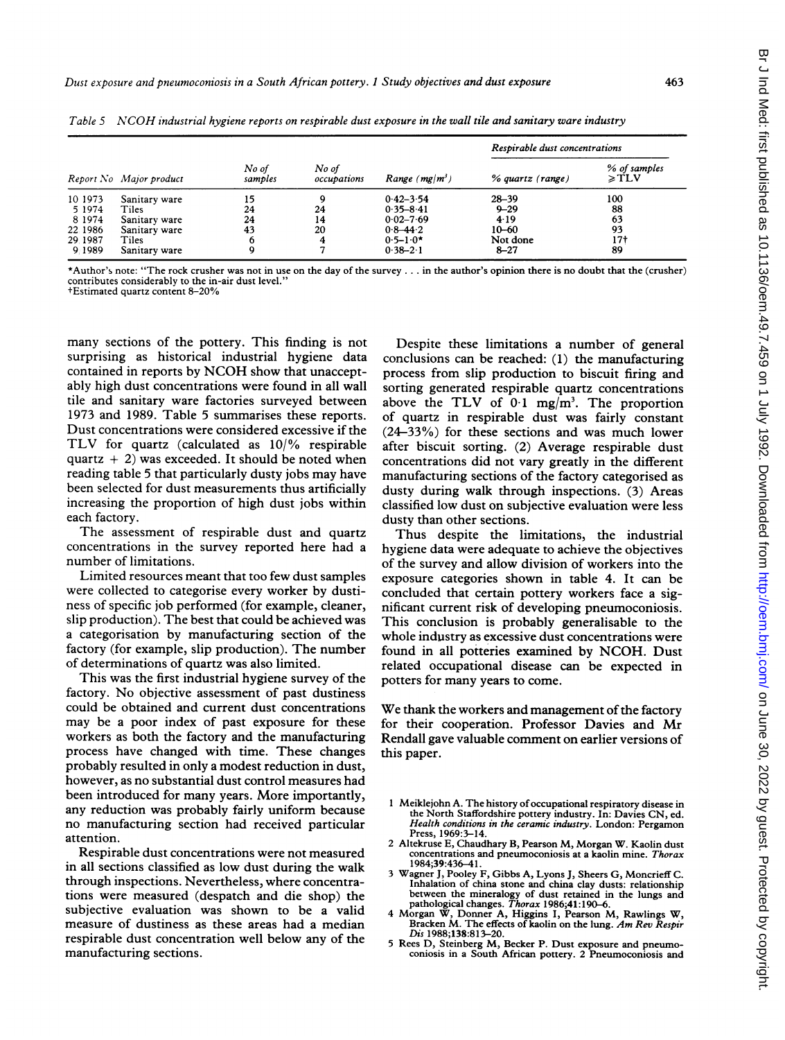Table 5 NCOH industrial hygiene reports on respirable dust exposure in the wall tile and sanitary ware industry

| Report No | Major product | No of samples | No of occupations | Range (mg/m³) | Respirable dust concentrations: % quartz (range) | Respirable dust concentrations: % of samples ≥TLV |
|---|---|---|---|---|---|---|
| 10 1973 | Sanitary ware | 15 | 9 | 0·42–3·54 | 28–39 | 100 |
| 5 1974 | Tiles | 24 | 24 | 0·35–8·41 | 9–29 | 88 |
| 8 1974 | Sanitary ware | 24 | 14 | 0·02–7·69 | 4·19 | 63 |
| 22 1986 | Sanitary ware | 43 | 20 | 0·8–44·2 | 10–60 | 93 |
| 29 1987 | Tiles | 6 | 4 | 0·5–1·0* | Not done | 17† |
| 9 1989 | Sanitary ware | 9 | 7 | 0·38–2·1 | 8–27 | 89 |

*Author's note: "The rock crusher was not in use on the day of the survey . . . in the author's opinion there is no doubt that the (crusher) contributes considerably to the in-air dust level."
†Estimated quartz content 8–20%

many sections of the pottery. This finding is not surprising as historical industrial hygiene data contained in reports by NCOH show that unacceptably high dust concentrations were found in all wall tile and sanitary ware factories surveyed between 1973 and 1989. Table 5 summarises these reports. Dust concentrations were considered excessive if the TLV for quartz (calculated as 10/% respirable quartz + 2) was exceeded. It should be noted when reading table 5 that particularly dusty jobs may have been selected for dust measurements thus artificially increasing the proportion of high dust jobs within each factory.

The assessment of respirable dust and quartz concentrations in the survey reported here had a number of limitations.

Limited resources meant that too few dust samples were collected to categorise every worker by dustiness of specific job performed (for example, cleaner, slip production). The best that could be achieved was a categorisation by manufacturing section of the factory (for example, slip production). The number of determinations of quartz was also limited.

This was the first industrial hygiene survey of the factory. No objective assessment of past dustiness could be obtained and current dust concentrations may be a poor index of past exposure for these workers as both the factory and the manufacturing process have changed with time. These changes probably resulted in only a modest reduction in dust, however, as no substantial dust control measures had been introduced for many years. More importantly, any reduction was probably fairly uniform because no manufacturing section had received particular attention.

Respirable dust concentrations were not measured in all sections classified as low dust during the walk through inspections. Nevertheless, where concentrations were measured (despatch and die shop) the subjective evaluation was shown to be a valid measure of dustiness as these areas had a median respirable dust concentration well below any of the manufacturing sections.

Despite these limitations a number of general conclusions can be reached: (1) the manufacturing process from slip production to biscuit firing and sorting generated respirable quartz concentrations above the TLV of 0·1 mg/m³. The proportion of quartz in respirable dust was fairly constant (24–33%) for these sections and was much lower after biscuit sorting. (2) Average respirable dust concentrations did not vary greatly in the different manufacturing sections of the factory categorised as dusty during walk through inspections. (3) Areas classified low dust on subjective evaluation were less dusty than other sections.

Thus despite the limitations, the industrial hygiene data were adequate to achieve the objectives of the survey and allow division of workers into the exposure categories shown in table 4. It can be concluded that certain pottery workers face a significant current risk of developing pneumoconiosis. This conclusion is probably generalisable to the whole industry as excessive dust concentrations were found in all potteries examined by NCOH. Dust related occupational disease can be expected in potters for many years to come.

We thank the workers and management of the factory for their cooperation. Professor Davies and Mr Rendall gave valuable comment on earlier versions of this paper.

1 Meiklejohn A. The history of occupational respiratory disease in the North Staffordshire pottery industry. In: Davies CN, ed. *Health conditions in the ceramic industry*. London: Pergamon Press, 1969:3–14.
2 Altekruse E, Chaudhary B, Pearson M, Morgan W. Kaolin dust concentrations and pneumoconiosis at a kaolin mine. *Thorax* 1984;39:436–41.
3 Wagner J, Pooley F, Gibbs A, Lyons J, Sheers G, Moncrieff C. Inhalation of china stone and china clay dusts: relationship between the mineralogy of dust retained in the lungs and pathological changes. *Thorax* 1986;41:190–6.
4 Morgan W, Donner A, Higgins I, Pearson M, Rawlings W, Bracken M. The effects of kaolin on the lung. *Am Rev Respir Dis* 1988;138:813–20.
5 Rees D, Steinberg M, Becker P. Dust exposure and pneumoconiosis in a South African pottery. 2 Pneumoconiosis and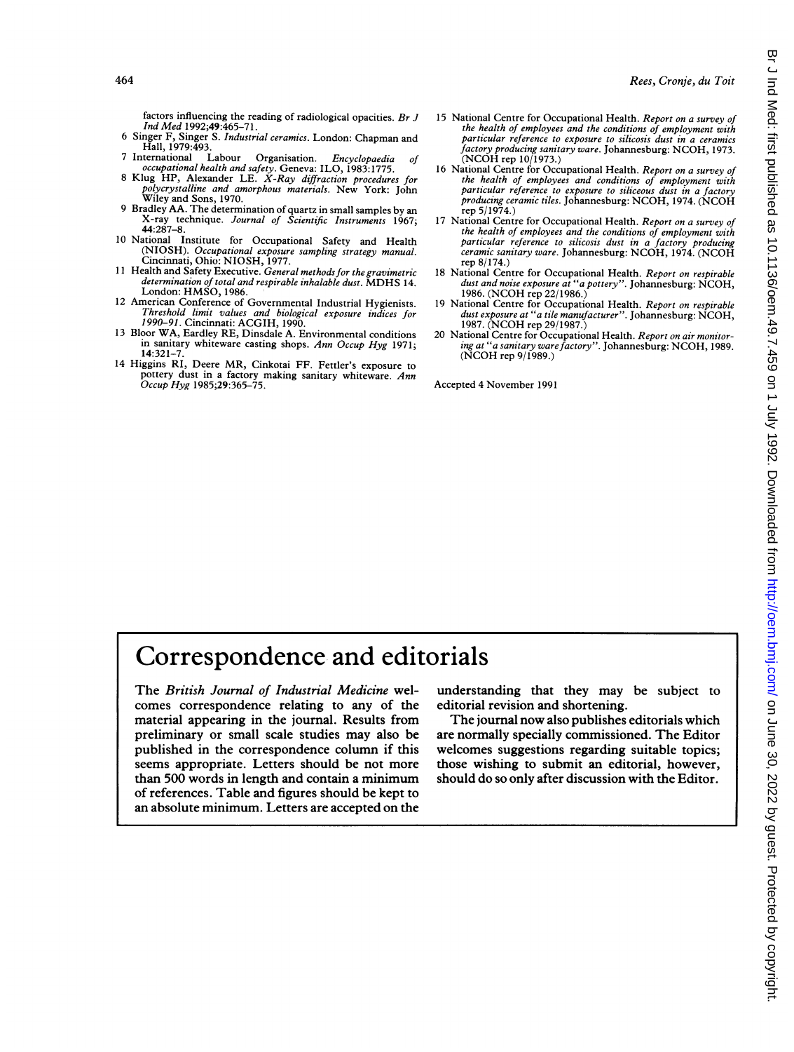factors influencing the reading of radiological opacities. *Br J Ind Med* 1992;**49**:465–71.

6 Singer F, Singer S. *Industrial ceramics*. London: Chapman and Hall, 1979:493.

7 International Labour Organisation. *Encyclopaedia of occupational health and safety*. Geneva: ILO, 1983:1775.

8 Klug HP, Alexander LE. *X-Ray diffraction procedures for polycrystalline and amorphous materials*. New York: John Wiley and Sons, 1970.

9 Bradley AA. The determination of quartz in small samples by an X-ray technique. *Journal of Scientific Instruments* 1967; **44**:287–8.

10 National Institute for Occupational Safety and Health (NIOSH). *Occupational exposure sampling strategy manual*. Cincinnati, Ohio: NIOSH, 1977.

11 Health and Safety Executive. *General methods for the gravimetric determination of total and respirable inhalable dust*. MDHS 14. London: HMSO, 1986.

12 American Conference of Governmental Industrial Hygienists. *Threshold limit values and biological exposure indices for 1990–91*. Cincinnati: ACGIH, 1990.

13 Bloor WA, Eardley RE, Dinsdale A. Environmental conditions in sanitary whiteware casting shops. *Ann Occup Hyg* 1971; **14**:321–7.

14 Higgins RI, Deere MR, Cinkotai FF. Fettler's exposure to pottery dust in a factory making sanitary whiteware. *Ann Occup Hyg* 1985;**29**:365–75.

15 National Centre for Occupational Health. *Report on a survey of the health of employees and the conditions of employment with particular reference to exposure to silicosis dust in a ceramics factory producing sanitary ware*. Johannesburg: NCOH, 1973. (NCOH rep 10/1973.)

16 National Centre for Occupational Health. *Report on a survey of the health of employees and conditions of employment with particular reference to exposure to siliceous dust in a factory producing ceramic tiles*. Johannesburg: NCOH, 1974. (NCOH rep 5/1974.)

17 National Centre for Occupational Health. *Report on a survey of the health of employees and the conditions of employment with particular reference to silicosis dust in a factory producing ceramic sanitary ware*. Johannesburg: NCOH, 1974. (NCOH rep 8/174.)

18 National Centre for Occupational Health. *Report on respirable dust and noise exposure at "a pottery"*. Johannesburg: NCOH, 1986. (NCOH rep 22/1986.)

19 National Centre for Occupational Health. *Report on respirable dust exposure at "a tile manufacturer"*. Johannesburg: NCOH, 1987. (NCOH rep 29/1987.)

20 National Centre for Occupational Health. *Report on air monitoring at "a sanitary ware factory"*. Johannesburg: NCOH, 1989. (NCOH rep 9/1989.)

Accepted 4 November 1991

# Correspondence and editorials

The *British Journal of Industrial Medicine* welcomes correspondence relating to any of the material appearing in the journal. Results from preliminary or small scale studies may also be published in the correspondence column if this seems appropriate. Letters should be not more than 500 words in length and contain a minimum of references. Table and figures should be kept to an absolute minimum. Letters are accepted on the understanding that they may be subject to editorial revision and shortening.

The journal now also publishes editorials which are normally specially commissioned. The Editor welcomes suggestions regarding suitable topics; those wishing to submit an editorial, however, should do so only after discussion with the Editor.